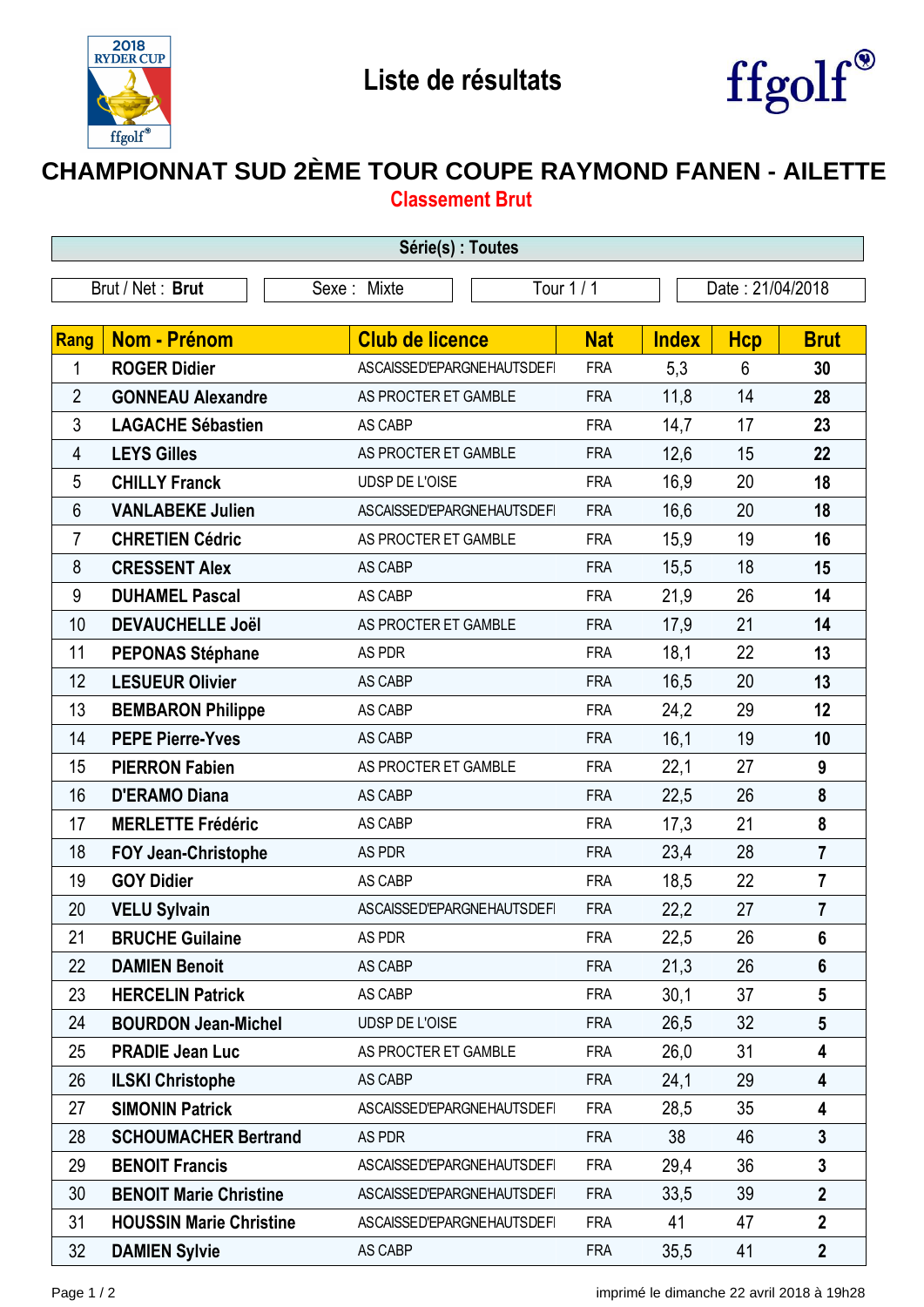# Liste de résultats

## CHAMPIONNAT SUD 2ÈME TOUR COUPE RAYMOND FANEN - AILETTE

### Classement Brut

Série(s) : Toutes

| Brut / Net : **Brut** | Sexe : Mixte | Tour 1 / 1 | Date : 21/04/2018 |
|---|---|---|---|

| Rang | Nom - Prénom | Club de licence | Nat | Index | Hcp | Brut |
|---|---|---|---|---|---|---|
| 1 | **ROGER Didier** | ASCAISSEDEPARGNEHAUTSDEFI | FRA | 5,3 | 6 | **30** |
| 2 | **GONNEAU Alexandre** | AS PROCTER ET GAMBLE | FRA | 11,8 | 14 | **28** |
| 3 | **LAGACHE Sébastien** | AS CABP | FRA | 14,7 | 17 | **23** |
| 4 | **LEYS Gilles** | AS PROCTER ET GAMBLE | FRA | 12,6 | 15 | **22** |
| 5 | **CHILLY Franck** | UDSP DE L'OISE | FRA | 16,9 | 20 | **18** |
| 6 | **VANLABEKE Julien** | ASCAISSEDEPARGNEHAUTSDEFI | FRA | 16,6 | 20 | **18** |
| 7 | **CHRETIEN Cédric** | AS PROCTER ET GAMBLE | FRA | 15,9 | 19 | **16** |
| 8 | **CRESSENT Alex** | AS CABP | FRA | 15,5 | 18 | **15** |
| 9 | **DUHAMEL Pascal** | AS CABP | FRA | 21,9 | 26 | **14** |
| 10 | **DEVAUCHELLE Joël** | AS PROCTER ET GAMBLE | FRA | 17,9 | 21 | **14** |
| 11 | **PEPONAS Stéphane** | AS PDR | FRA | 18,1 | 22 | **13** |
| 12 | **LESUEUR Olivier** | AS CABP | FRA | 16,5 | 20 | **13** |
| 13 | **BEMBARON Philippe** | AS CABP | FRA | 24,2 | 29 | **12** |
| 14 | **PEPE Pierre-Yves** | AS CABP | FRA | 16,1 | 19 | **10** |
| 15 | **PIERRON Fabien** | AS PROCTER ET GAMBLE | FRA | 22,1 | 27 | **9** |
| 16 | **D'ERAMO Diana** | AS CABP | FRA | 22,5 | 26 | **8** |
| 17 | **MERLETTE Frédéric** | AS CABP | FRA | 17,3 | 21 | **8** |
| 18 | **FOY Jean-Christophe** | AS PDR | FRA | 23,4 | 28 | **7** |
| 19 | **GOY Didier** | AS CABP | FRA | 18,5 | 22 | **7** |
| 20 | **VELU Sylvain** | ASCAISSEDEPARGNEHAUTSDEFI | FRA | 22,2 | 27 | **7** |
| 21 | **BRUCHE Guilaine** | AS PDR | FRA | 22,5 | 26 | **6** |
| 22 | **DAMIEN Benoit** | AS CABP | FRA | 21,3 | 26 | **6** |
| 23 | **HERCELIN Patrick** | AS CABP | FRA | 30,1 | 37 | **5** |
| 24 | **BOURDON Jean-Michel** | UDSP DE L'OISE | FRA | 26,5 | 32 | **5** |
| 25 | **PRADIE Jean Luc** | AS PROCTER ET GAMBLE | FRA | 26,0 | 31 | **4** |
| 26 | **ILSKI Christophe** | AS CABP | FRA | 24,1 | 29 | **4** |
| 27 | **SIMONIN Patrick** | ASCAISSEDEPARGNEHAUTSDEFI | FRA | 28,5 | 35 | **4** |
| 28 | **SCHOUMACHER Bertrand** | AS PDR | FRA | 38 | 46 | **3** |
| 29 | **BENOIT Francis** | ASCAISSEDEPARGNEHAUTSDEFI | FRA | 29,4 | 36 | **3** |
| 30 | **BENOIT Marie Christine** | ASCAISSEDEPARGNEHAUTSDEFI | FRA | 33,5 | 39 | **2** |
| 31 | **HOUSSIN Marie Christine** | ASCAISSEDEPARGNEHAUTSDEFI | FRA | 41 | 47 | **2** |
| 32 | **DAMIEN Sylvie** | AS CABP | FRA | 35,5 | 41 | **2** |

imprimé le dimanche 22 avril 2018 à 19h28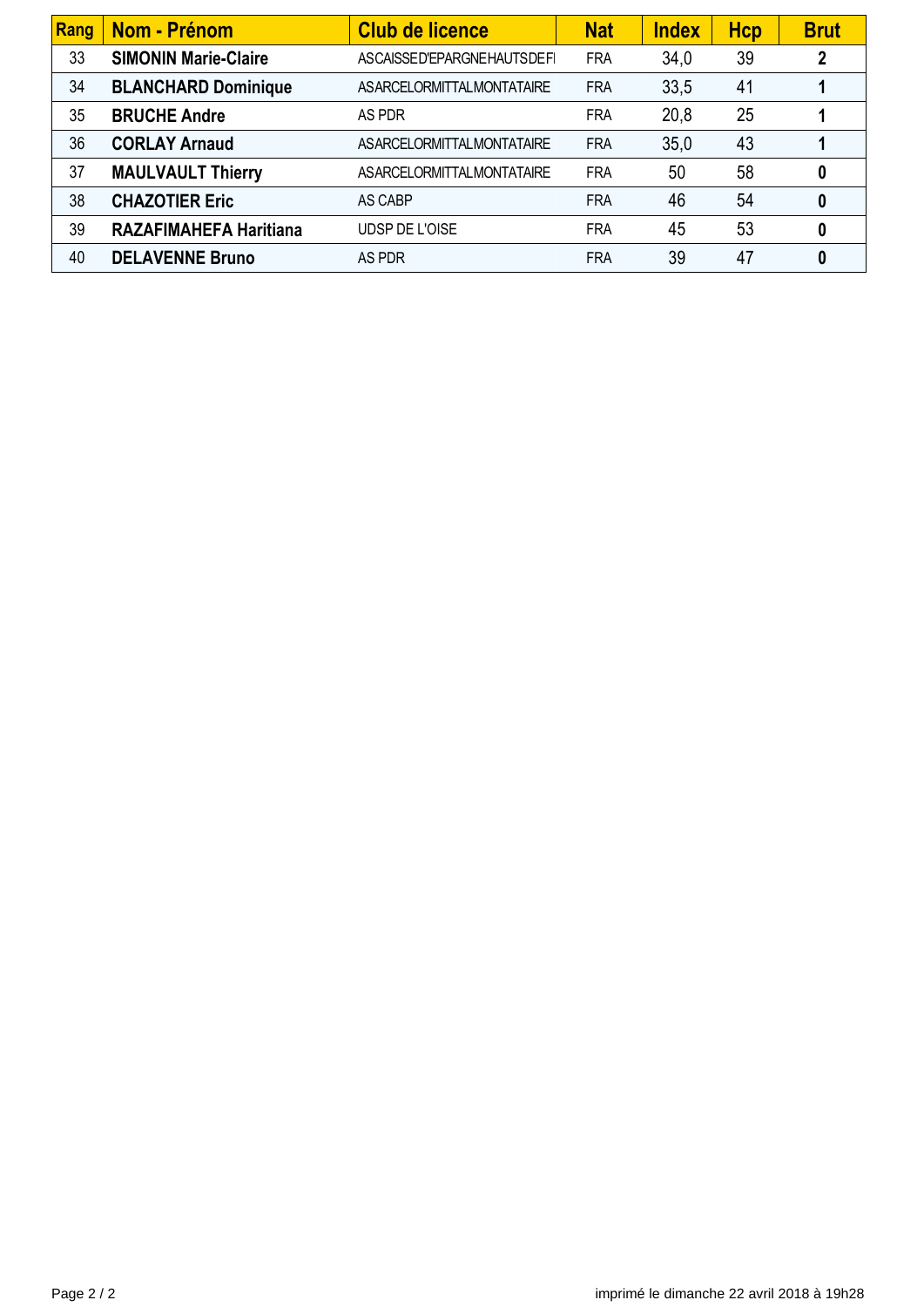| Rang | Nom - Prénom | Club de licence | Nat | Index | Hcp | Brut |
|---|---|---|---|---|---|---|
| 33 | **SIMONIN Marie-Claire** | ASCAISSED'EPARGNEHAUTSDEFI | FRA | 34,0 | 39 | **2** |
| 34 | **BLANCHARD Dominique** | ASARCELORMITTALMONTATAIRE | FRA | 33,5 | 41 | **1** |
| 35 | **BRUCHE Andre** | AS PDR | FRA | 20,8 | 25 | **1** |
| 36 | **CORLAY Arnaud** | ASARCELORMITTALMONTATAIRE | FRA | 35,0 | 43 | **1** |
| 37 | **MAULVAULT Thierry** | ASARCELORMITTALMONTATAIRE | FRA | 50 | 58 | **0** |
| 38 | **CHAZOTIER Eric** | AS CABP | FRA | 46 | 54 | **0** |
| 39 | **RAZAFIMAHEFA Haritiana** | UDSP DE L'OISE | FRA | 45 | 53 | **0** |
| 40 | **DELAVENNE Bruno** | AS PDR | FRA | 39 | 47 | **0** |

imprimé le dimanche 22 avril 2018 à 19h28